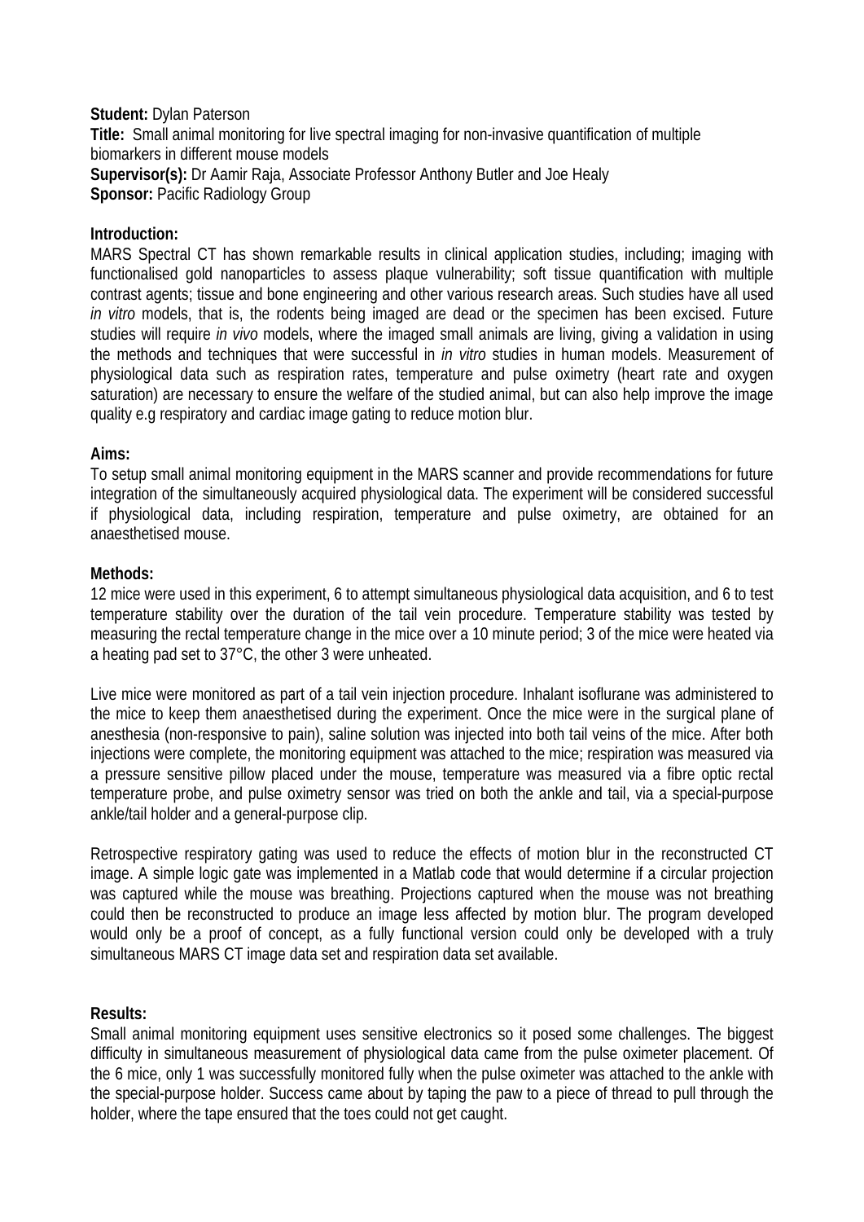**Student:** Dylan Paterson
**Title:** Small animal monitoring for live spectral imaging for non-invasive quantification of multiple biomarkers in different mouse models
**Supervisor(s):** Dr Aamir Raja, Associate Professor Anthony Butler and Joe Healy
**Sponsor:** Pacific Radiology Group

**Introduction:**

MARS Spectral CT has shown remarkable results in clinical application studies, including; imaging with functionalised gold nanoparticles to assess plaque vulnerability; soft tissue quantification with multiple contrast agents; tissue and bone engineering and other various research areas. Such studies have all used *in vitro* models, that is, the rodents being imaged are dead or the specimen has been excised. Future studies will require *in vivo* models, where the imaged small animals are living, giving a validation in using the methods and techniques that were successful in *in vitro* studies in human models. Measurement of physiological data such as respiration rates, temperature and pulse oximetry (heart rate and oxygen saturation) are necessary to ensure the welfare of the studied animal, but can also help improve the image quality e.g respiratory and cardiac image gating to reduce motion blur.

**Aims:**

To setup small animal monitoring equipment in the MARS scanner and provide recommendations for future integration of the simultaneously acquired physiological data. The experiment will be considered successful if physiological data, including respiration, temperature and pulse oximetry, are obtained for an anaesthetised mouse.

**Methods:**

12 mice were used in this experiment, 6 to attempt simultaneous physiological data acquisition, and 6 to test temperature stability over the duration of the tail vein procedure. Temperature stability was tested by measuring the rectal temperature change in the mice over a 10 minute period; 3 of the mice were heated via a heating pad set to 37°C, the other 3 were unheated.

Live mice were monitored as part of a tail vein injection procedure. Inhalant isoflurane was administered to the mice to keep them anaesthetised during the experiment. Once the mice were in the surgical plane of anesthesia (non-responsive to pain), saline solution was injected into both tail veins of the mice. After both injections were complete, the monitoring equipment was attached to the mice; respiration was measured via a pressure sensitive pillow placed under the mouse, temperature was measured via a fibre optic rectal temperature probe, and pulse oximetry sensor was tried on both the ankle and tail, via a special-purpose ankle/tail holder and a general-purpose clip.

Retrospective respiratory gating was used to reduce the effects of motion blur in the reconstructed CT image. A simple logic gate was implemented in a Matlab code that would determine if a circular projection was captured while the mouse was breathing. Projections captured when the mouse was not breathing could then be reconstructed to produce an image less affected by motion blur. The program developed would only be a proof of concept, as a fully functional version could only be developed with a truly simultaneous MARS CT image data set and respiration data set available.

**Results:**

Small animal monitoring equipment uses sensitive electronics so it posed some challenges. The biggest difficulty in simultaneous measurement of physiological data came from the pulse oximeter placement. Of the 6 mice, only 1 was successfully monitored fully when the pulse oximeter was attached to the ankle with the special-purpose holder. Success came about by taping the paw to a piece of thread to pull through the holder, where the tape ensured that the toes could not get caught.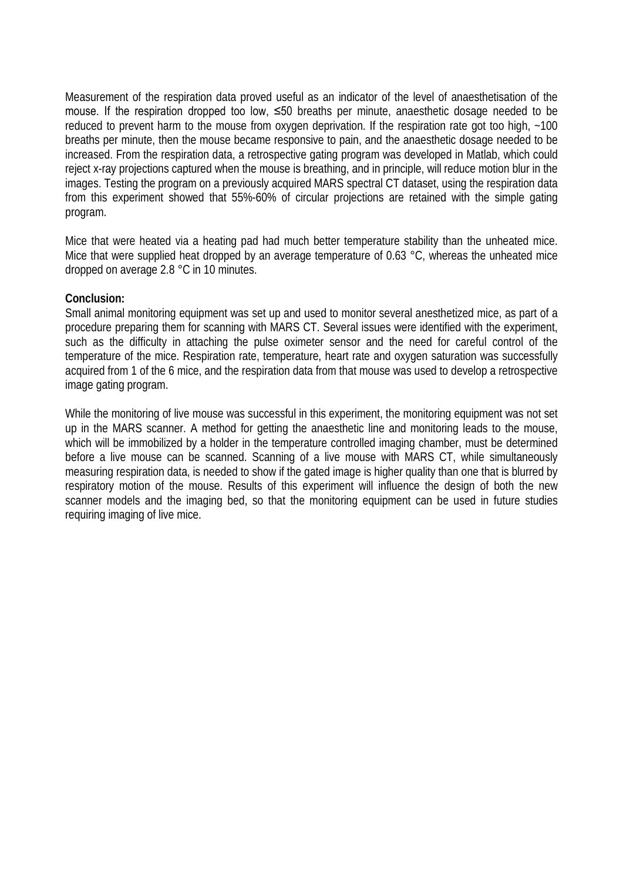Measurement of the respiration data proved useful as an indicator of the level of anaesthetisation of the mouse. If the respiration dropped too low, ≤50 breaths per minute, anaesthetic dosage needed to be reduced to prevent harm to the mouse from oxygen deprivation. If the respiration rate got too high, ~100 breaths per minute, then the mouse became responsive to pain, and the anaesthetic dosage needed to be increased. From the respiration data, a retrospective gating program was developed in Matlab, which could reject x-ray projections captured when the mouse is breathing, and in principle, will reduce motion blur in the images. Testing the program on a previously acquired MARS spectral CT dataset, using the respiration data from this experiment showed that 55%-60% of circular projections are retained with the simple gating program.

Mice that were heated via a heating pad had much better temperature stability than the unheated mice. Mice that were supplied heat dropped by an average temperature of 0.63 °C, whereas the unheated mice dropped on average 2.8 °C in 10 minutes.

**Conclusion:**

Small animal monitoring equipment was set up and used to monitor several anesthetized mice, as part of a procedure preparing them for scanning with MARS CT. Several issues were identified with the experiment, such as the difficulty in attaching the pulse oximeter sensor and the need for careful control of the temperature of the mice. Respiration rate, temperature, heart rate and oxygen saturation was successfully acquired from 1 of the 6 mice, and the respiration data from that mouse was used to develop a retrospective image gating program.

While the monitoring of live mouse was successful in this experiment, the monitoring equipment was not set up in the MARS scanner. A method for getting the anaesthetic line and monitoring leads to the mouse, which will be immobilized by a holder in the temperature controlled imaging chamber, must be determined before a live mouse can be scanned. Scanning of a live mouse with MARS CT, while simultaneously measuring respiration data, is needed to show if the gated image is higher quality than one that is blurred by respiratory motion of the mouse. Results of this experiment will influence the design of both the new scanner models and the imaging bed, so that the monitoring equipment can be used in future studies requiring imaging of live mice.